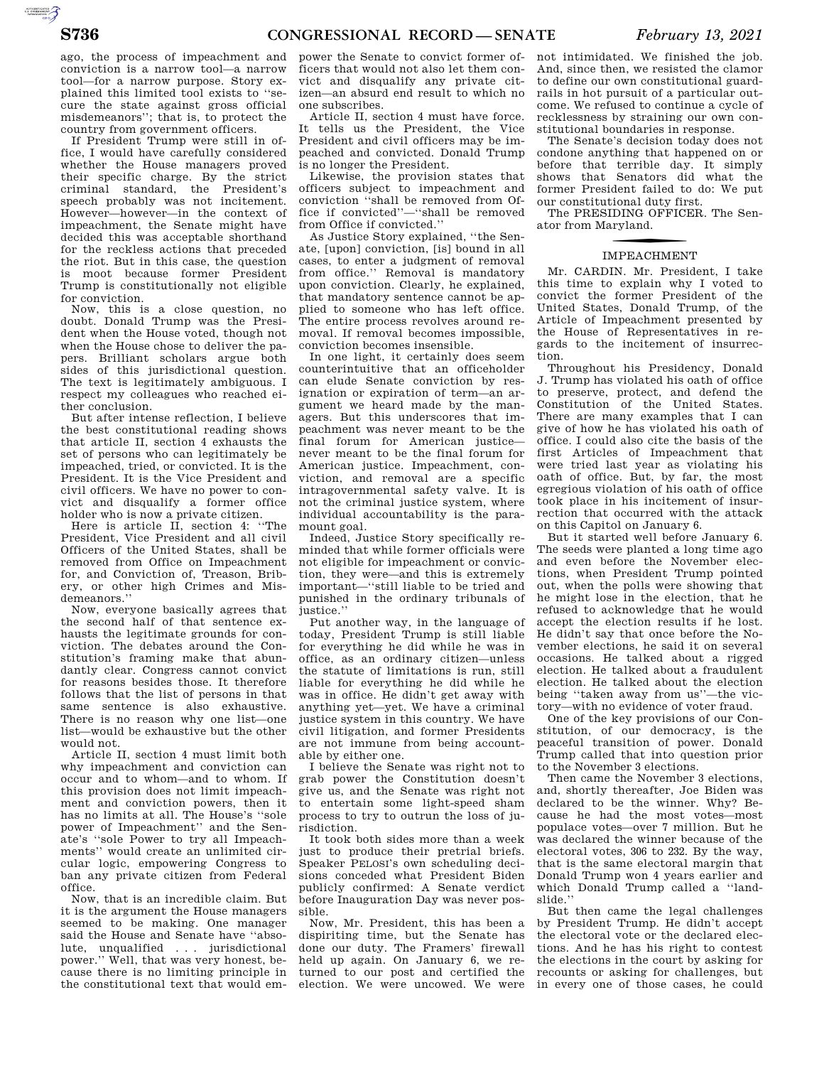ago, the process of impeachment and conviction is a narrow tool—a narrow tool—for a narrow purpose. Story explained this limited tool exists to ''secure the state against gross official misdemeanors''; that is, to protect the country from government officers.

If President Trump were still in office, I would have carefully considered whether the House managers proved their specific charge. By the strict criminal standard, the President's speech probably was not incitement. However—however—in the context of impeachment, the Senate might have decided this was acceptable shorthand for the reckless actions that preceded the riot. But in this case, the question is moot because former President Trump is constitutionally not eligible for conviction.

Now, this is a close question, no doubt. Donald Trump was the President when the House voted, though not when the House chose to deliver the papers. Brilliant scholars argue both sides of this jurisdictional question. The text is legitimately ambiguous. I respect my colleagues who reached either conclusion.

But after intense reflection, I believe the best constitutional reading shows that article II, section 4 exhausts the set of persons who can legitimately be impeached, tried, or convicted. It is the President. It is the Vice President and civil officers. We have no power to convict and disqualify a former office holder who is now a private citizen.

Here is article II, section 4: ''The President, Vice President and all civil Officers of the United States, shall be removed from Office on Impeachment for, and Conviction of, Treason, Bribery, or other high Crimes and Misdemeanors.''

Now, everyone basically agrees that the second half of that sentence exhausts the legitimate grounds for conviction. The debates around the Constitution's framing make that abundantly clear. Congress cannot convict for reasons besides those. It therefore follows that the list of persons in that same sentence is also exhaustive. There is no reason why one list—one list—would be exhaustive but the other would not.

Article II, section 4 must limit both why impeachment and conviction can occur and to whom—and to whom. If this provision does not limit impeachment and conviction powers, then it has no limits at all. The House's ''sole power of Impeachment'' and the Senate's ''sole Power to try all Impeachments'' would create an unlimited circular logic, empowering Congress to ban any private citizen from Federal office.

Now, that is an incredible claim. But it is the argument the House managers seemed to be making. One manager said the House and Senate have ''absolute, unqualified . . . jurisdictional power.'' Well, that was very honest, because there is no limiting principle in the constitutional text that would empower the Senate to convict former officers that would not also let them convict and disqualify any private citizen—an absurd end result to which no one subscribes.

Article II, section 4 must have force. It tells us the President, the Vice President and civil officers may be impeached and convicted. Donald Trump is no longer the President.

Likewise, the provision states that officers subject to impeachment and conviction ''shall be removed from Office if convicted''—''shall be removed from Office if convicted.''

As Justice Story explained, ''the Senate, [upon] conviction, [is] bound in all cases, to enter a judgment of removal from office.'' Removal is mandatory upon conviction. Clearly, he explained, that mandatory sentence cannot be applied to someone who has left office. The entire process revolves around removal. If removal becomes impossible, conviction becomes insensible.

In one light, it certainly does seem counterintuitive that an officeholder can elude Senate conviction by resignation or expiration of term—an argument we heard made by the managers. But this underscores that impeachment was never meant to be the final forum for American justice—never meant to be the final forum for American justice. Impeachment, conviction, and removal are a specific intragovernmental safety valve. It is not the criminal justice system, where individual accountability is the paramount goal.

Indeed, Justice Story specifically reminded that while former officials were not eligible for impeachment or conviction, they were—and this is extremely important—''still liable to be tried and punished in the ordinary tribunals of justice.''

Put another way, in the language of today, President Trump is still liable for everything he did while he was in office, as an ordinary citizen—unless the statute of limitations is run, still liable for everything he did while he was in office. He didn't get away with anything yet—yet. We have a criminal justice system in this country. We have civil litigation, and former Presidents are not immune from being accountable by either one.

I believe the Senate was right not to grab power the Constitution doesn't give us, and the Senate was right not to entertain some light-speed sham process to try to outrun the loss of jurisdiction.

It took both sides more than a week just to produce their pretrial briefs. Speaker PELOSI's own scheduling decisions conceded what President Biden publicly confirmed: A Senate verdict before Inauguration Day was never possible.

Now, Mr. President, this has been a dispiriting time, but the Senate has done our duty. The Framers' firewall held up again. On January 6, we returned to our post and certified the election. We were uncowed. We were not intimidated. We finished the job. And, since then, we resisted the clamor to define our own constitutional guardrails in hot pursuit of a particular outcome. We refused to continue a cycle of recklessness by straining our own constitutional boundaries in response.

The Senate's decision today does not condone anything that happened on or before that terrible day. It simply shows that Senators did what the former President failed to do: We put our constitutional duty first.

The PRESIDING OFFICER. The Senator from Maryland.

## IMPEACHMENT

Mr. CARDIN. Mr. President, I take this time to explain why I voted to convict the former President of the United States, Donald Trump, of the Article of Impeachment presented by the House of Representatives in regards to the incitement of insurrection.

Throughout his Presidency, Donald J. Trump has violated his oath of office to preserve, protect, and defend the Constitution of the United States. There are many examples that I can give of how he has violated his oath of office. I could also cite the basis of the first Articles of Impeachment that were tried last year as violating his oath of office. But, by far, the most egregious violation of his oath of office took place in his incitement of insurrection that occurred with the attack on this Capitol on January 6.

But it started well before January 6. The seeds were planted a long time ago and even before the November elections, when President Trump pointed out, when the polls were showing that he might lose in the election, that he refused to acknowledge that he would accept the election results if he lost. He didn't say that once before the November elections, he said it on several occasions. He talked about a rigged election. He talked about a fraudulent election. He talked about the election being ''taken away from us''—the victory—with no evidence of voter fraud.

One of the key provisions of our Constitution, of our democracy, is the peaceful transition of power. Donald Trump called that into question prior to the November 3 elections.

Then came the November 3 elections, and, shortly thereafter, Joe Biden was declared to be the winner. Why? Because he had the most votes—most populace votes—over 7 million. But he was declared the winner because of the electoral votes, 306 to 232. By the way, that is the same electoral margin that Donald Trump won 4 years earlier and which Donald Trump called a ''landslide.''

But then came the legal challenges by President Trump. He didn't accept the electoral vote or the declared elections. And he has his right to contest the elections in the court by asking for recounts or asking for challenges, but in every one of those cases, he could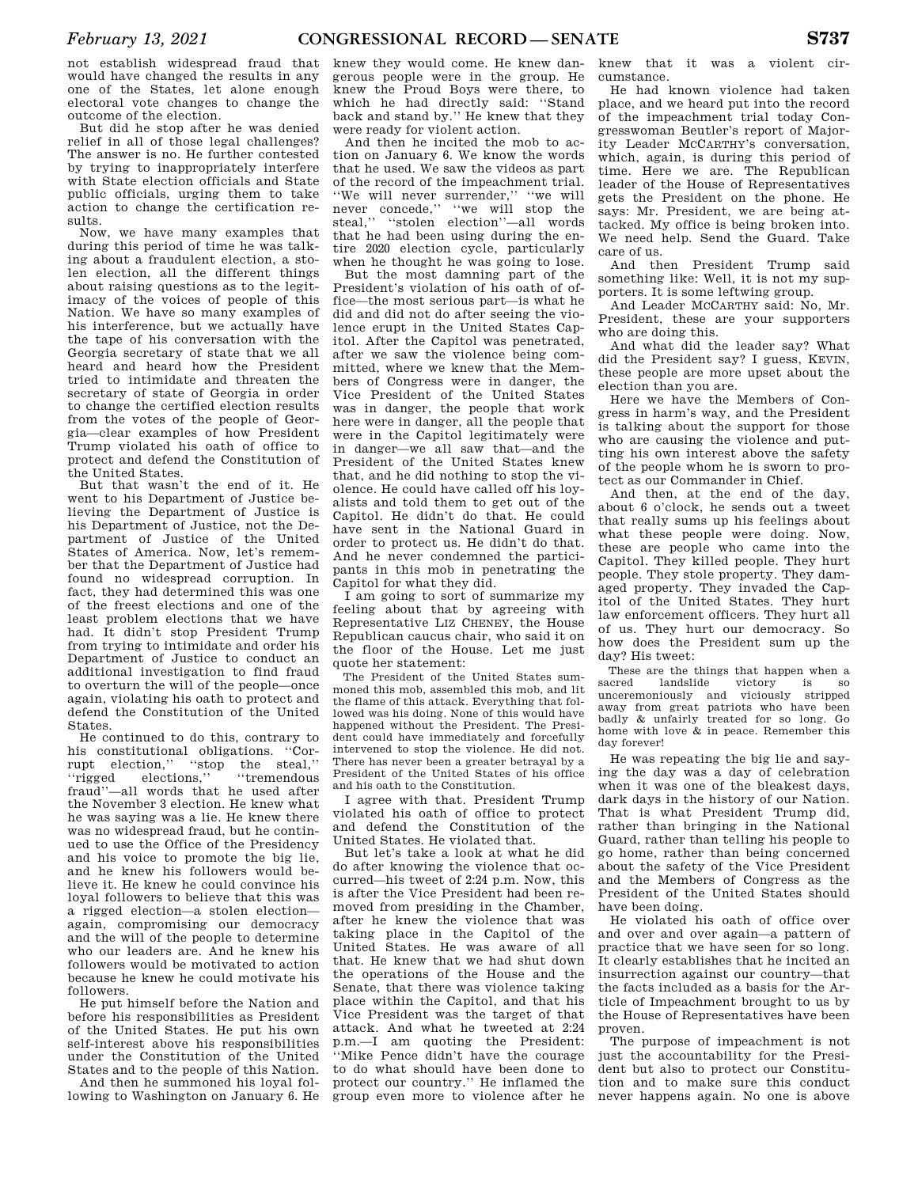not establish widespread fraud that would have changed the results in any one of the States, let alone enough electoral vote changes to change the outcome of the election.

But did he stop after he was denied relief in all of those legal challenges? The answer is no. He further contested by trying to inappropriately interfere with State election officials and State public officials, urging them to take action to change the certification results.

Now, we have many examples that during this period of time he was talking about a fraudulent election, a stolen election, all the different things about raising questions as to the legitimacy of the voices of people of this Nation. We have so many examples of his interference, but we actually have the tape of his conversation with the Georgia secretary of state that we all heard and heard how the President tried to intimidate and threaten the secretary of state of Georgia in order to change the certified election results from the votes of the people of Georgia—clear examples of how President Trump violated his oath of office to protect and defend the Constitution of the United States.

But that wasn't the end of it. He went to his Department of Justice believing the Department of Justice is his Department of Justice, not the Department of Justice of the United States of America. Now, let's remember that the Department of Justice had found no widespread corruption. In fact, they had determined this was one of the freest elections and one of the least problem elections that we have had. It didn't stop President Trump from trying to intimidate and order his Department of Justice to conduct an additional investigation to find fraud to overturn the will of the people—once again, violating his oath to protect and defend the Constitution of the United States.

He continued to do this, contrary to his constitutional obligations. ''Corrupt election,'' ''stop the steal,'' ''rigged elections,'' ''tremendous fraud''—all words that he used after the November 3 election. He knew what he was saying was a lie. He knew there was no widespread fraud, but he continued to use the Office of the Presidency and his voice to promote the big lie, and he knew his followers would believe it. He knew he could convince his loyal followers to believe that this was a rigged election—a stolen election—again, compromising our democracy and the will of the people to determine who our leaders are. And he knew his followers would be motivated to action because he knew he could motivate his followers.

He put himself before the Nation and before his responsibilities as President of the United States. He put his own self-interest above his responsibilities under the Constitution of the United States and to the people of this Nation.

And then he summoned his loyal following to Washington on January 6. He knew they would come. He knew dangerous people were in the group. He knew the Proud Boys were there, to which he had directly said: ''Stand back and stand by.'' He knew that they were ready for violent action.

And then he incited the mob to action on January 6. We know the words that he used. We saw the videos as part of the record of the impeachment trial. ''We will never surrender,'' ''we will never concede,'' ''we will stop the steal,'' ''stolen election''—all words that he had been using during the entire 2020 election cycle, particularly when he thought he was going to lose.

But the most damning part of the President's violation of his oath of office—the most serious part—is what he did and did not do after seeing the violence erupt in the United States Capitol. After the Capitol was penetrated, after we saw the violence being committed, where we knew that the Members of Congress were in danger, the Vice President of the United States was in danger, the people that work here were in danger, all the people that were in the Capitol legitimately were in danger—we all saw that—and the President of the United States knew that, and he did nothing to stop the violence. He could have called off his loyalists and told them to get out of the Capitol. He didn't do that. He could have sent in the National Guard in order to protect us. He didn't do that. And he never condemned the participants in this mob in penetrating the Capitol for what they did.

I am going to sort of summarize my feeling about that by agreeing with Representative LIZ CHENEY, the House Republican caucus chair, who said it on the floor of the House. Let me just quote her statement:

> The President of the United States summoned this mob, assembled this mob, and lit the flame of this attack. Everything that followed was his doing. None of this would have happened without the President. The President could have immediately and forcefully intervened to stop the violence. He did not. There has never been a greater betrayal by a President of the United States of his office and his oath to the Constitution.

I agree with that. President Trump violated his oath of office to protect and defend the Constitution of the United States. He violated that.

But let's take a look at what he did do after knowing the violence that occurred—his tweet of 2:24 p.m. Now, this is after the Vice President had been removed from presiding in the Chamber, after he knew the violence that was taking place in the Capitol of the United States. He was aware of all that. He knew that we had shut down the operations of the House and the Senate, that there was violence taking place within the Capitol, and that his Vice President was the target of that attack. And what he tweeted at 2:24 p.m.—I am quoting the President: ''Mike Pence didn't have the courage to do what should have been done to protect our country.'' He inflamed the group even more to violence after he knew that it was a violent circumstance.

He had known violence had taken place, and we heard put into the record of the impeachment trial today Congresswoman Beutler's report of Majority Leader MCCARTHY's conversation, which, again, is during this period of time. Here we are. The Republican leader of the House of Representatives gets the President on the phone. He says: Mr. President, we are being attacked. My office is being broken into. We need help. Send the Guard. Take care of us.

And then President Trump said something like: Well, it is not my supporters. It is some leftwing group.

And Leader MCCARTHY said: No, Mr. President, these are your supporters who are doing this.

And what did the leader say? What did the President say? I guess, KEVIN, these people are more upset about the election than you are.

Here we have the Members of Congress in harm's way, and the President is talking about the support for those who are causing the violence and putting his own interest above the safety of the people whom he is sworn to protect as our Commander in Chief.

And then, at the end of the day, about 6 o'clock, he sends out a tweet that really sums up his feelings about what these people were doing. Now, these are people who came into the Capitol. They killed people. They hurt people. They stole property. They damaged property. They invaded the Capitol of the United States. They hurt law enforcement officers. They hurt all of us. They hurt our democracy. So how does the President sum up the day? His tweet:

> These are the things that happen when a sacred landslide victory is so unceremoniously and viciously stripped away from great patriots who have been badly & unfairly treated for so long. Go home with love & in peace. Remember this day forever!

He was repeating the big lie and saying the day was a day of celebration when it was one of the bleakest days, dark days in the history of our Nation. That is what President Trump did, rather than bringing in the National Guard, rather than telling his people to go home, rather than being concerned about the safety of the Vice President and the Members of Congress as the President of the United States should have been doing.

He violated his oath of office over and over and over again—a pattern of practice that we have seen for so long. It clearly establishes that he incited an insurrection against our country—that the facts included as a basis for the Article of Impeachment brought to us by the House of Representatives have been proven.

The purpose of impeachment is not just the accountability for the President but also to protect our Constitution and to make sure this conduct never happens again. No one is above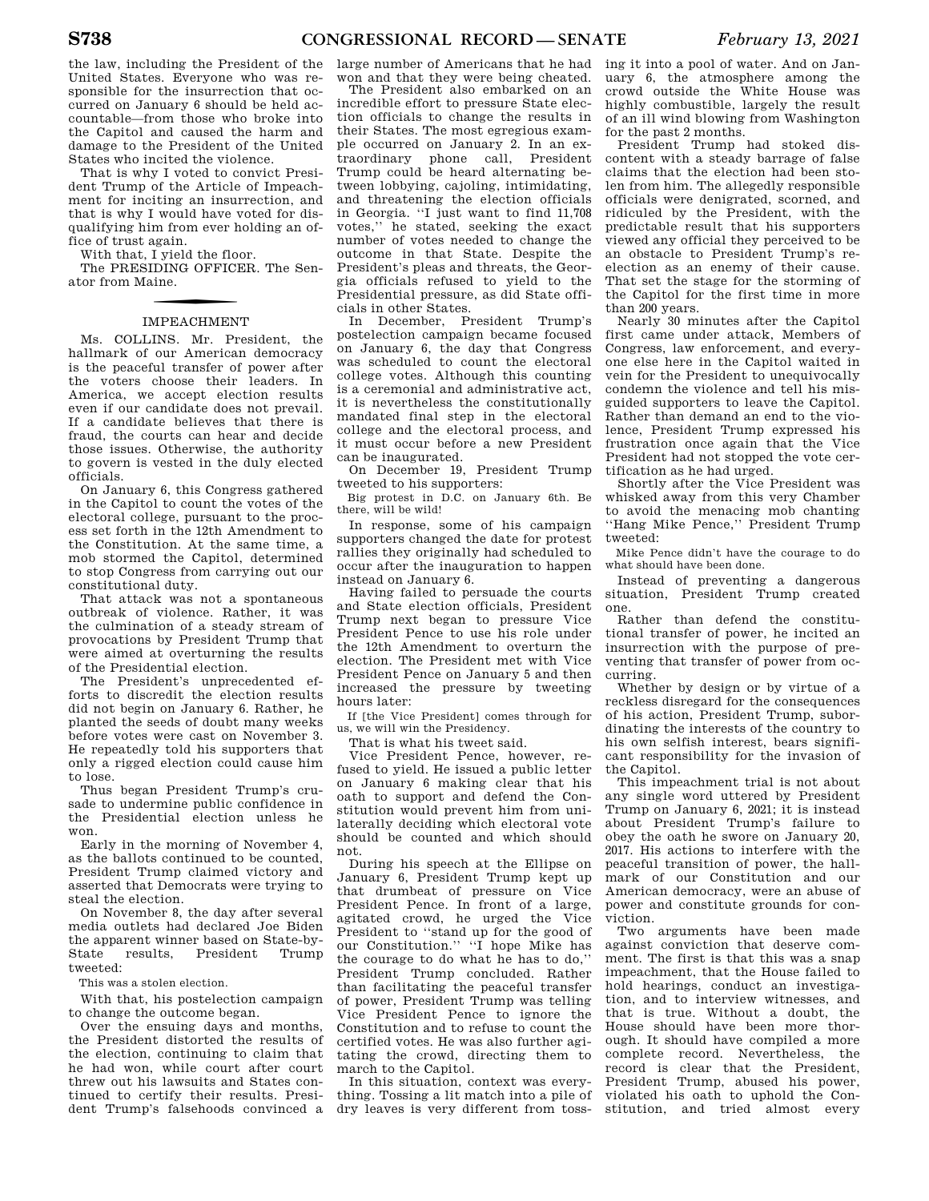the law, including the President of the United States. Everyone who was responsible for the insurrection that occurred on January 6 should be held accountable—from those who broke into the Capitol and caused the harm and damage to the President of the United States who incited the violence.

That is why I voted to convict President Trump of the Article of Impeachment for inciting an insurrection, and that is why I would have voted for disqualifying him from ever holding an office of trust again.

With that, I yield the floor.

The PRESIDING OFFICER. The Senator from Maine.

## IMPEACHMENT

Ms. COLLINS. Mr. President, the hallmark of our American democracy is the peaceful transfer of power after the voters choose their leaders. In America, we accept election results even if our candidate does not prevail. If a candidate believes that there is fraud, the courts can hear and decide those issues. Otherwise, the authority to govern is vested in the duly elected officials.

On January 6, this Congress gathered in the Capitol to count the votes of the electoral college, pursuant to the process set forth in the 12th Amendment to the Constitution. At the same time, a mob stormed the Capitol, determined to stop Congress from carrying out our constitutional duty.

That attack was not a spontaneous outbreak of violence. Rather, it was the culmination of a steady stream of provocations by President Trump that were aimed at overturning the results of the Presidential election.

The President's unprecedented efforts to discredit the election results did not begin on January 6. Rather, he planted the seeds of doubt many weeks before votes were cast on November 3. He repeatedly told his supporters that only a rigged election could cause him to lose.

Thus began President Trump's crusade to undermine public confidence in the Presidential election unless he won.

Early in the morning of November 4, as the ballots continued to be counted, President Trump claimed victory and asserted that Democrats were trying to steal the election.

On November 8, the day after several media outlets had declared Joe Biden the apparent winner based on State-by-State results, President Trump tweeted:

> This was a stolen election.

With that, his postelection campaign to change the outcome began.

Over the ensuing days and months, the President distorted the results of the election, continuing to claim that he had won, while court after court threw out his lawsuits and States continued to certify their results. President Trump's falsehoods convinced a large number of Americans that he had won and that they were being cheated.

The President also embarked on an incredible effort to pressure State election officials to change the results in their States. The most egregious example occurred on January 2. In an extraordinary phone call, President Trump could be heard alternating between lobbying, cajoling, intimidating, and threatening the election officials in Georgia. "I just want to find 11,708 votes," he stated, seeking the exact number of votes needed to change the outcome in that State. Despite the President's pleas and threats, the Georgia officials refused to yield to the Presidential pressure, as did State officials in other States.

In December, President Trump's postelection campaign became focused on January 6, the day that Congress was scheduled to count the electoral college votes. Although this counting is a ceremonial and administrative act, it is nevertheless the constitutionally mandated final step in the electoral college and the electoral process, and it must occur before a new President can be inaugurated.

On December 19, President Trump tweeted to his supporters:

> Big protest in D.C. on January 6th. Be there, will be wild!

In response, some of his campaign supporters changed the date for protest rallies they originally had scheduled to occur after the inauguration to happen instead on January 6.

Having failed to persuade the courts and State election officials, President Trump next began to pressure Vice President Pence to use his role under the 12th Amendment to overturn the election. The President met with Vice President Pence on January 5 and then increased the pressure by tweeting hours later:

> If [the Vice President] comes through for us, we will win the Presidency.

That is what his tweet said.

Vice President Pence, however, refused to yield. He issued a public letter on January 6 making clear that his oath to support and defend the Constitution would prevent him from unilaterally deciding which electoral vote should be counted and which should not.

During his speech at the Ellipse on January 6, President Trump kept up that drumbeat of pressure on Vice President Pence. In front of a large, agitated crowd, he urged the Vice President to "stand up for the good of our Constitution." "I hope Mike has the courage to do what he has to do," President Trump concluded. Rather than facilitating the peaceful transfer of power, President Trump was telling Vice President Pence to ignore the Constitution and to refuse to count the certified votes. He was also further agitating the crowd, directing them to march to the Capitol.

In this situation, context was everything. Tossing a lit match into a pile of dry leaves is very different from tossing it into a pool of water. And on January 6, the atmosphere among the crowd outside the White House was highly combustible, largely the result of an ill wind blowing from Washington for the past 2 months.

President Trump had stoked discontent with a steady barrage of false claims that the election had been stolen from him. The allegedly responsible officials were denigrated, scorned, and ridiculed by the President, with the predictable result that his supporters viewed any official they perceived to be an obstacle to President Trump's reelection as an enemy of their cause. That set the stage for the storming of the Capitol for the first time in more than 200 years.

Nearly 30 minutes after the Capitol first came under attack, Members of Congress, law enforcement, and everyone else here in the Capitol waited in vein for the President to unequivocally condemn the violence and tell his misguided supporters to leave the Capitol. Rather than demand an end to the violence, President Trump expressed his frustration once again that the Vice President had not stopped the vote certification as he had urged.

Shortly after the Vice President was whisked away from this very Chamber to avoid the menacing mob chanting "Hang Mike Pence," President Trump tweeted:

> Mike Pence didn't have the courage to do what should have been done.

Instead of preventing a dangerous situation, President Trump created one.

Rather than defend the constitutional transfer of power, he incited an insurrection with the purpose of preventing that transfer of power from occurring.

Whether by design or by virtue of a reckless disregard for the consequences of his action, President Trump, subordinating the interests of the country to his own selfish interest, bears significant responsibility for the invasion of the Capitol.

This impeachment trial is not about any single word uttered by President Trump on January 6, 2021; it is instead about President Trump's failure to obey the oath he swore on January 20, 2017. His actions to interfere with the peaceful transition of power, the hallmark of our Constitution and our American democracy, were an abuse of power and constitute grounds for conviction.

Two arguments have been made against conviction that deserve comment. The first is that this was a snap impeachment, that the House failed to hold hearings, conduct an investigation, and to interview witnesses, and that is true. Without a doubt, the House should have been more thorough. It should have compiled a more complete record. Nevertheless, the record is clear that the President, President Trump, abused his power, violated his oath to uphold the Constitution, and tried almost every